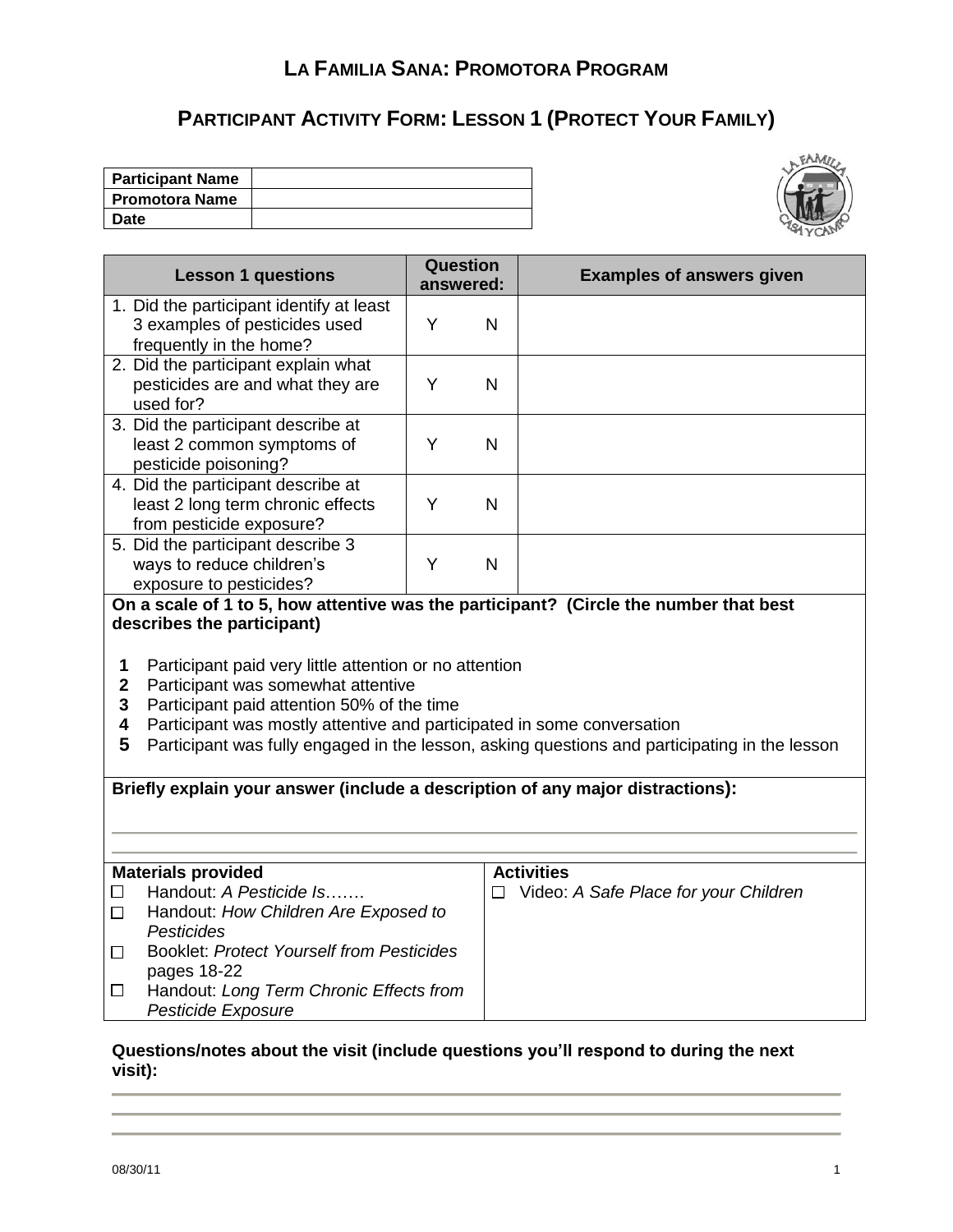# La Familia Sana: Promotora Program

## Participant Activity Form: Lesson 1 (Protect Your Family)

| | |
|---|---|
| **Participant Name** | |
| **Promotora Name** | |
| **Date** | |

| Lesson 1 questions | Question answered: | Examples of answers given |
|---|---|---|
| 1. Did the participant identify at least 3 examples of pesticides used frequently in the home? | Y N | |
| 2. Did the participant explain what pesticides are and what they are used for? | Y N | |
| 3. Did the participant describe at least 2 common symptoms of pesticide poisoning? | Y N | |
| 4. Did the participant describe at least 2 long term chronic effects from pesticide exposure? | Y N | |
| 5. Did the participant describe 3 ways to reduce children's exposure to pesticides? | Y N | |

**On a scale of 1 to 5, how attentive was the participant? (Circle the number that best describes the participant)**

**1** Participant paid very little attention or no attention
**2** Participant was somewhat attentive
**3** Participant paid attention 50% of the time
**4** Participant was mostly attentive and participated in some conversation
**5** Participant was fully engaged in the lesson, asking questions and participating in the lesson

**Briefly explain your answer (include a description of any major distractions):**

______________________________________________

______________________________________________

| Materials provided | Activities |
|---|---|
| ☐ Handout: *A Pesticide Is…….* | ☐ Video: *A Safe Place for your Children* |
| ☐ Handout: *How Children Are Exposed to Pesticides* | |
| ☐ Booklet: *Protect Yourself from Pesticides* pages 18-22 | |
| ☐ Handout: *Long Term Chronic Effects from Pesticide Exposure* | |

**Questions/notes about the visit (include questions you'll respond to during the next visit):**

______________________________________________

______________________________________________

______________________________________________

08/30/11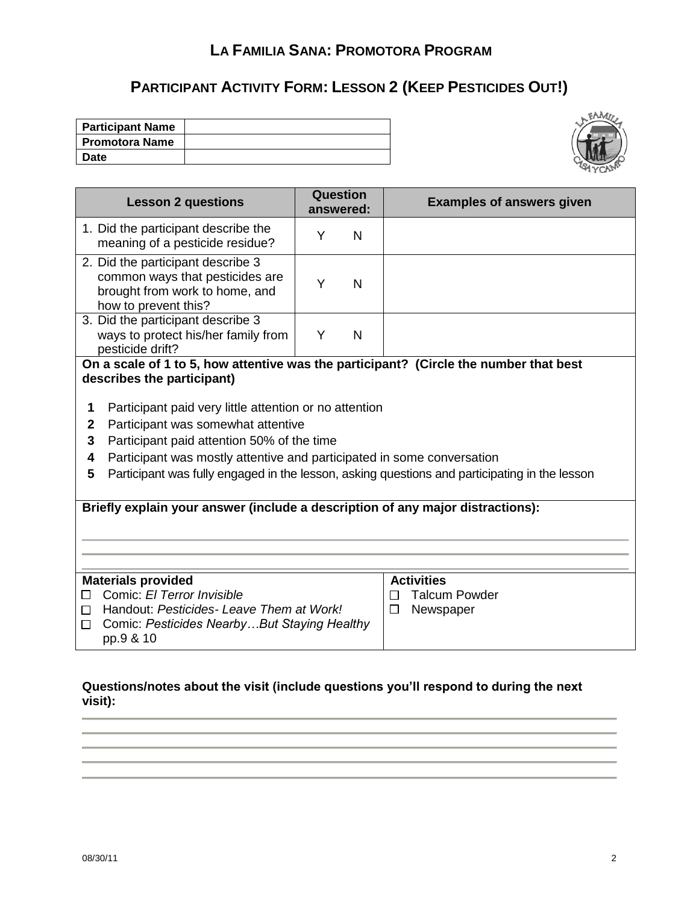# LA FAMILIA SANA: PROMOTORA PROGRAM

## PARTICIPANT ACTIVITY FORM: LESSON 2 (KEEP PESTICIDES OUT!)

| **Participant Name** | |
|---|---|
| **Promotora Name** | |
| **Date** | |

| **Lesson 2 questions** | **Question answered:** | **Examples of answers given** |
|---|---|---|
| 1. Did the participant describe the meaning of a pesticide residue? | Y N | |
| 2. Did the participant describe 3 common ways that pesticides are brought from work to home, and how to prevent this? | Y N | |
| 3. Did the participant describe 3 ways to protect his/her family from pesticide drift? | Y N | |

**On a scale of 1 to 5, how attentive was the participant? (Circle the number that best describes the participant)**

**1** Participant paid very little attention or no attention
**2** Participant was somewhat attentive
**3** Participant paid attention 50% of the time
**4** Participant was mostly attentive and participated in some conversation
**5** Participant was fully engaged in the lesson, asking questions and participating in the lesson

**Briefly explain your answer (include a description of any major distractions):**

______________________________________________

______________________________________________

| **Materials provided** | **Activities** |
|---|---|
| ☐ Comic: *El Terror Invisible* | ☐ Talcum Powder |
| ☐ Handout: *Pesticides- Leave Them at Work!* | ☐ Newspaper |
| ☐ Comic: *Pesticides Nearby…But Staying Healthy* pp.9 & 10 | |

**Questions/notes about the visit (include questions you'll respond to during the next visit):**

______________________________________________

______________________________________________

______________________________________________

______________________________________________

______________________________________________

08/30/11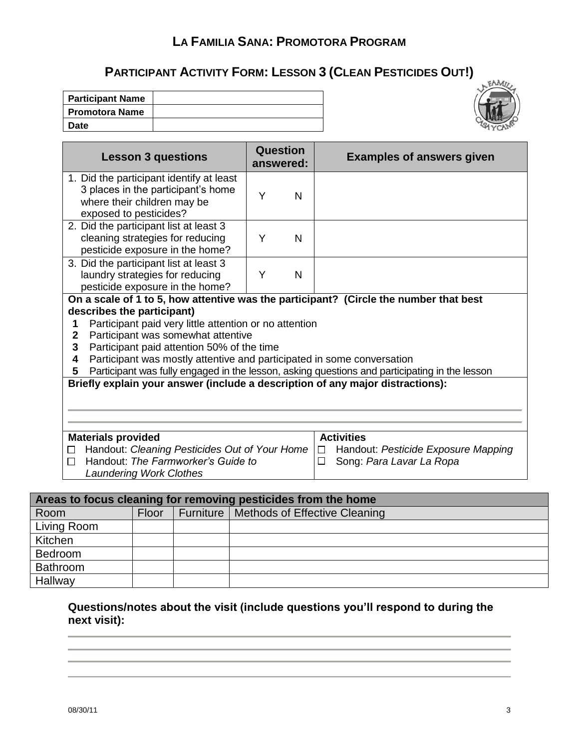# LA FAMILIA SANA: PROMOTORA PROGRAM

## PARTICIPANT ACTIVITY FORM: LESSON 3 (CLEAN PESTICIDES OUT!)

| **Participant Name** | |
|---|---|
| **Promotora Name** | |
| **Date** | |

| **Lesson 3 questions** | **Question answered:** | **Examples of answers given** |
|---|---|---|
| 1. Did the participant identify at least 3 places in the participant's home where their children may be exposed to pesticides? | Y N | |
| 2. Did the participant list at least 3 cleaning strategies for reducing pesticide exposure in the home? | Y N | |
| 3. Did the participant list at least 3 laundry strategies for reducing pesticide exposure in the home? | Y N | |

**On a scale of 1 to 5, how attentive was the participant? (Circle the number that best describes the participant)**

**1** Participant paid very little attention or no attention
**2** Participant was somewhat attentive
**3** Participant paid attention 50% of the time
**4** Participant was mostly attentive and participated in some conversation
**5** Participant was fully engaged in the lesson, asking questions and participating in the lesson

**Briefly explain your answer (include a description of any major distractions):**

______________________________________________

______________________________________________

| **Materials provided** | **Activities** |
|---|---|
| ☐ Handout: *Cleaning Pesticides Out of Your Home* | ☐ Handout: *Pesticide Exposure Mapping* |
| ☐ Handout: *The Farmworker's Guide to Laundering Work Clothes* | ☐ Song: *Para Lavar La Ropa* |

| **Areas to focus cleaning for removing pesticides from the home** | | | |
|---|---|---|---|
| Room | Floor | Furniture | Methods of Effective Cleaning |
| Living Room | | | |
| Kitchen | | | |
| Bedroom | | | |
| Bathroom | | | |
| Hallway | | | |

**Questions/notes about the visit (include questions you'll respond to during the next visit):**

______________________________________________

______________________________________________

______________________________________________

______________________________________________

08/30/11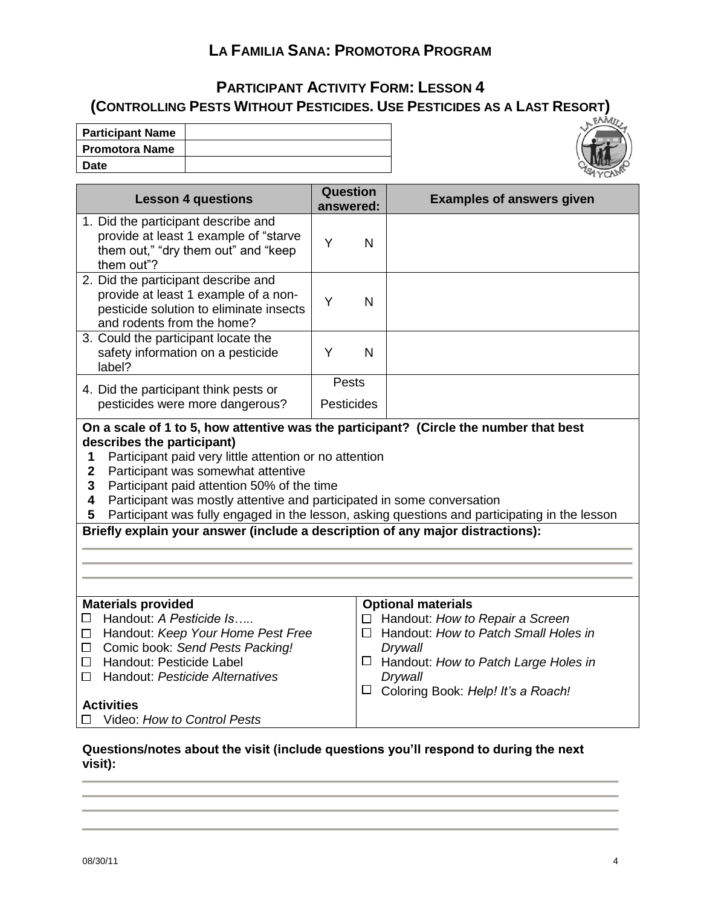# La Familia Sana: Promotora Program

## Participant Activity Form: Lesson 4

### (Controlling Pests Without Pesticides. Use Pesticides as a Last Resort)

| Participant Name | |
|---|---|
| Promotora Name | |
| Date | |

| Lesson 4 questions | Question answered: | Examples of answers given |
|---|---|---|
| 1. Did the participant describe and provide at least 1 example of "starve them out," "dry them out" and "keep them out"? | Y N | |
| 2. Did the participant describe and provide at least 1 example of a non-pesticide solution to eliminate insects and rodents from the home? | Y N | |
| 3. Could the participant locate the safety information on a pesticide label? | Y N | |
| 4. Did the participant think pests or pesticides were more dangerous? | Pests / Pesticides | |

**On a scale of 1 to 5, how attentive was the participant? (Circle the number that best describes the participant)**

**1** Participant paid very little attention or no attention
**2** Participant was somewhat attentive
**3** Participant paid attention 50% of the time
**4** Participant was mostly attentive and participated in some conversation
**5** Participant was fully engaged in the lesson, asking questions and participating in the lesson

**Briefly explain your answer (include a description of any major distractions):**

______________________________________________

______________________________________________

______________________________________________

**Materials provided**

- ☐ Handout: *A Pesticide Is…..*
- ☐ Handout: *Keep Your Home Pest Free*
- ☐ Comic book: *Send Pests Packing!*
- ☐ Handout: Pesticide Label
- ☐ Handout: *Pesticide Alternatives*

**Activities**

- ☐ Video: *How to Control Pests*

**Optional materials**

- ☐ Handout: *How to Repair a Screen*
- ☐ Handout: *How to Patch Small Holes in Drywall*
- ☐ Handout: *How to Patch Large Holes in Drywall*
- ☐ Coloring Book: *Help! It's a Roach!*

**Questions/notes about the visit (include questions you'll respond to during the next visit):**

______________________________________________

______________________________________________

______________________________________________

______________________________________________

08/30/11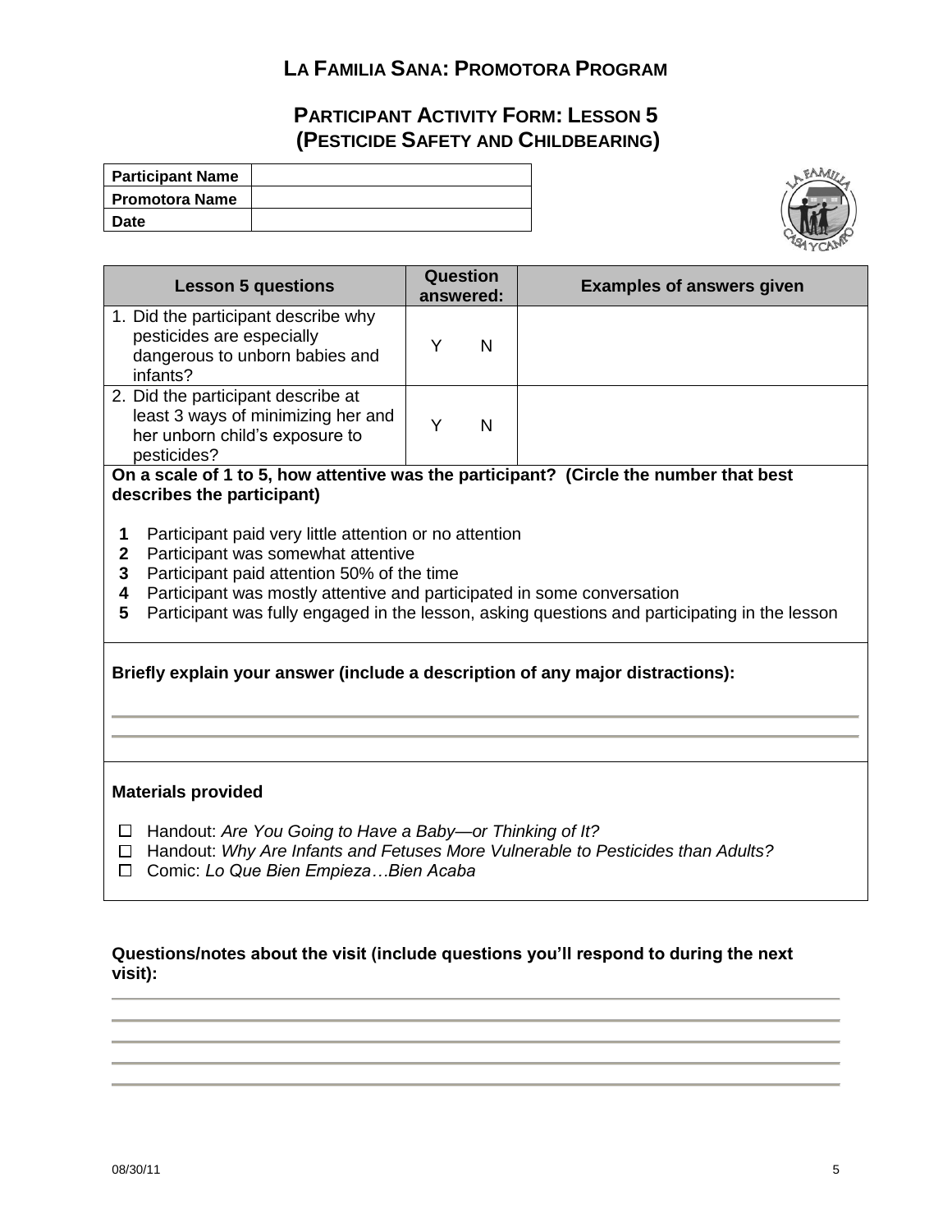# LA FAMILIA SANA: PROMOTORA PROGRAM

## PARTICIPANT ACTIVITY FORM: LESSON 5 (PESTICIDE SAFETY AND CHILDBEARING)

| **Participant Name** | |
|---|---|
| **Promotora Name** | |
| **Date** | |

| Lesson 5 questions | Question answered: | Examples of answers given |
|---|---|---|
| 1. Did the participant describe why pesticides are especially dangerous to unborn babies and infants? | Y N | |
| 2. Did the participant describe at least 3 ways of minimizing her and her unborn child's exposure to pesticides? | Y N | |

**On a scale of 1 to 5, how attentive was the participant? (Circle the number that best describes the participant)**

- **1** Participant paid very little attention or no attention
- **2** Participant was somewhat attentive
- **3** Participant paid attention 50% of the time
- **4** Participant was mostly attentive and participated in some conversation
- **5** Participant was fully engaged in the lesson, asking questions and participating in the lesson

**Briefly explain your answer (include a description of any major distractions):**

**Materials provided**

- ☐ Handout: *Are You Going to Have a Baby—or Thinking of It?*
- ☐ Handout: *Why Are Infants and Fetuses More Vulnerable to Pesticides than Adults?*
- ☐ Comic: *Lo Que Bien Empieza…Bien Acaba*

**Questions/notes about the visit (include questions you'll respond to during the next visit):**

08/30/11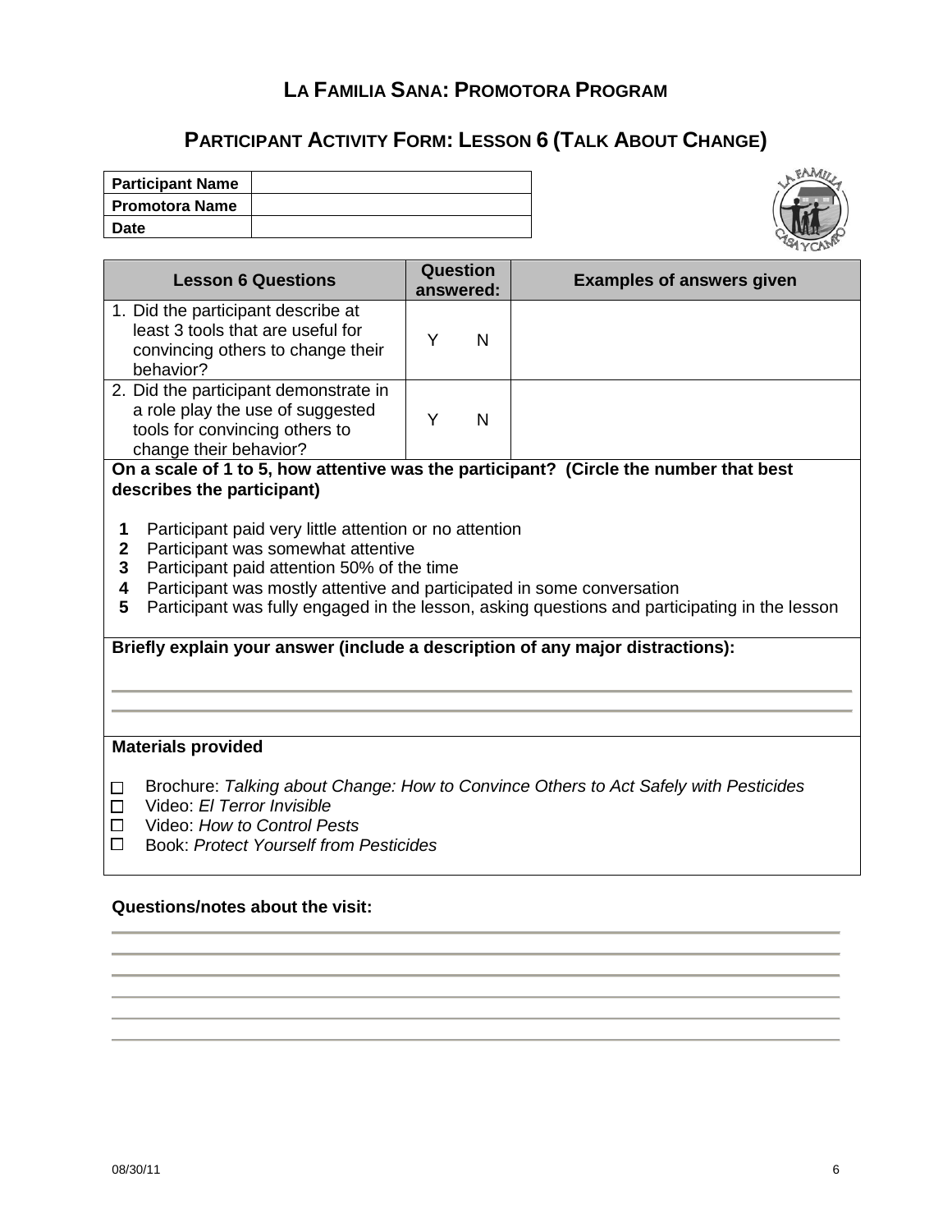# La Familia Sana: Promotora Program

## Participant Activity Form: Lesson 6 (Talk About Change)

| | |
|---|---|
| **Participant Name** | |
| **Promotora Name** | |
| **Date** | |

| Lesson 6 Questions | Question answered: | Examples of answers given |
|---|---|---|
| 1. Did the participant describe at least 3 tools that are useful for convincing others to change their behavior? | Y N | |
| 2. Did the participant demonstrate in a role play the use of suggested tools for convincing others to change their behavior? | Y N | |

**On a scale of 1 to 5, how attentive was the participant? (Circle the number that best describes the participant)**

- **1** Participant paid very little attention or no attention
- **2** Participant was somewhat attentive
- **3** Participant paid attention 50% of the time
- **4** Participant was mostly attentive and participated in some conversation
- **5** Participant was fully engaged in the lesson, asking questions and participating in the lesson

**Briefly explain your answer (include a description of any major distractions):**

______________________________________________

______________________________________________

**Materials provided**

- ☐ Brochure: *Talking about Change: How to Convince Others to Act Safely with Pesticides*
- ☐ Video: *El Terror Invisible*
- ☐ Video: *How to Control Pests*
- ☐ Book: *Protect Yourself from Pesticides*

**Questions/notes about the visit:**

______________________________________________

______________________________________________

______________________________________________

______________________________________________

______________________________________________

______________________________________________

08/30/11